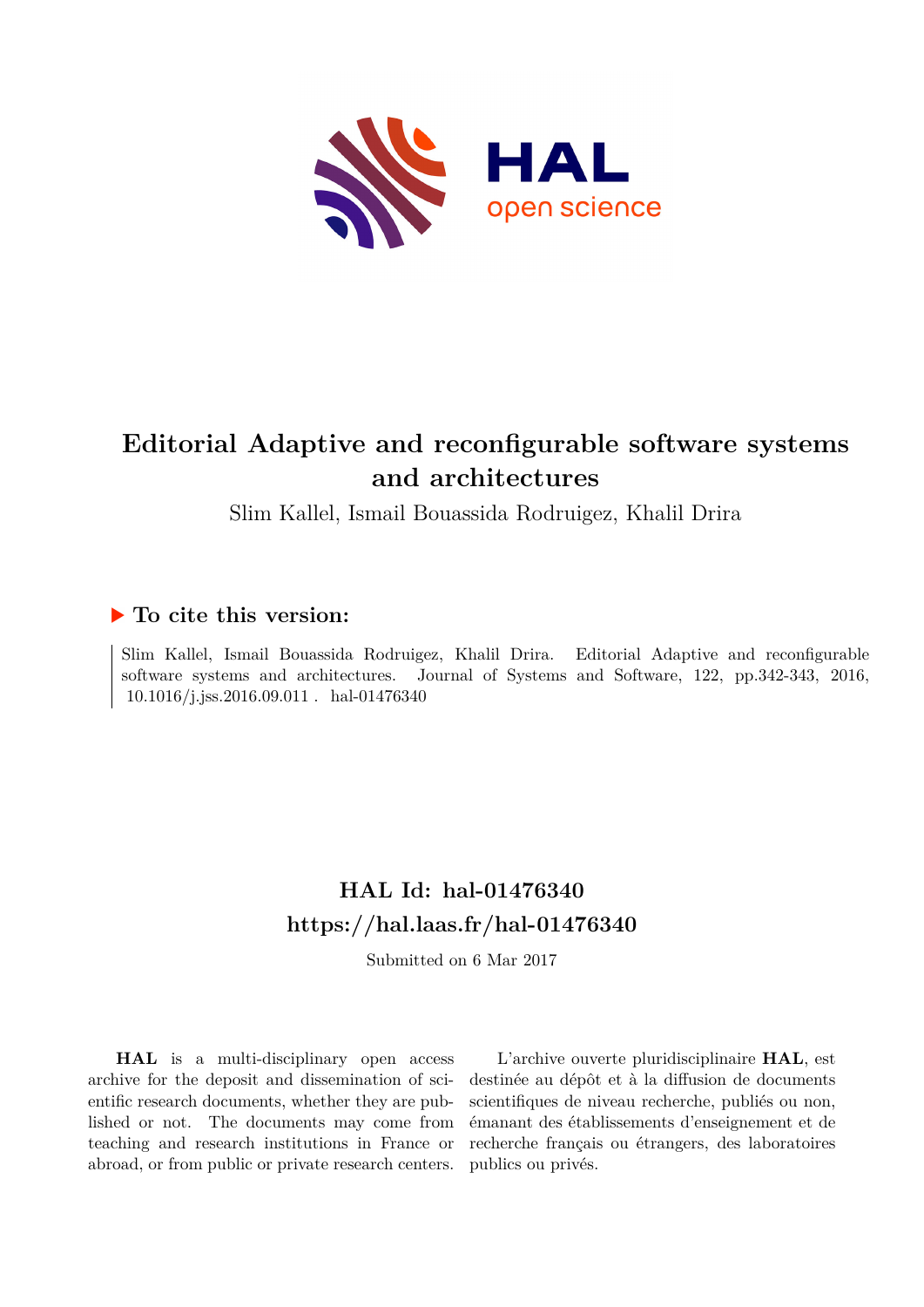# Editorial Adaptive and reconfigurable software systems and architectures

Slim Kallel, Ismail Bouassida Rodruigez, Khalil Drira

## ▶ To cite this version:

Slim Kallel, Ismail Bouassida Rodruigez, Khalil Drira. Editorial Adaptive and reconfigurable software systems and architectures. Journal of Systems and Software, 122, pp.342-343, 2016, 10.1016/j.jss.2016.09.011 . hal-01476340

## HAL Id: hal-01476340
## https://hal.laas.fr/hal-01476340

Submitted on 6 Mar 2017

**HAL** is a multi-disciplinary open access archive for the deposit and dissemination of scientific research documents, whether they are published or not. The documents may come from teaching and research institutions in France or abroad, or from public or private research centers.

L'archive ouverte pluridisciplinaire **HAL**, est destinée au dépôt et à la diffusion de documents scientifiques de niveau recherche, publiés ou non, émanant des établissements d'enseignement et de recherche français ou étrangers, des laboratoires publics ou privés.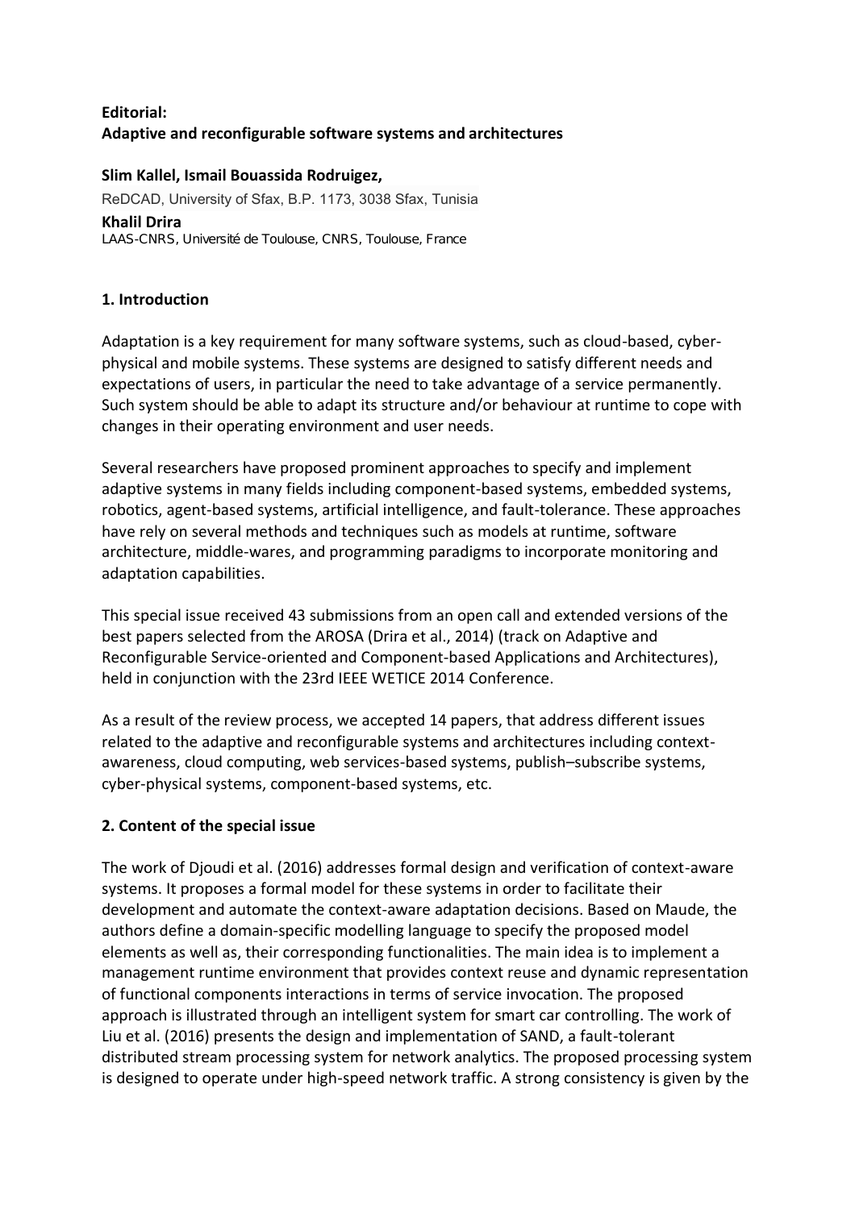**Editorial:**
**Adaptive and reconfigurable software systems and architectures**

**Slim Kallel, Ismail Bouassida Rodruigez,**
ReDCAD, University of Sfax, B.P. 1173, 3038 Sfax, Tunisia
**Khalil Drira**
LAAS-CNRS, Université de Toulouse, CNRS, Toulouse, France

## 1. Introduction

Adaptation is a key requirement for many software systems, such as cloud-based, cyber-physical and mobile systems. These systems are designed to satisfy different needs and expectations of users, in particular the need to take advantage of a service permanently. Such system should be able to adapt its structure and/or behaviour at runtime to cope with changes in their operating environment and user needs.

Several researchers have proposed prominent approaches to specify and implement adaptive systems in many fields including component-based systems, embedded systems, robotics, agent-based systems, artificial intelligence, and fault-tolerance. These approaches have rely on several methods and techniques such as models at runtime, software architecture, middle-wares, and programming paradigms to incorporate monitoring and adaptation capabilities.

This special issue received 43 submissions from an open call and extended versions of the best papers selected from the AROSA (Drira et al., 2014) (track on Adaptive and Reconfigurable Service-oriented and Component-based Applications and Architectures), held in conjunction with the 23rd IEEE WETICE 2014 Conference.

As a result of the review process, we accepted 14 papers, that address different issues related to the adaptive and reconfigurable systems and architectures including context-awareness, cloud computing, web services-based systems, publish–subscribe systems, cyber-physical systems, component-based systems, etc.

## 2. Content of the special issue

The work of Djoudi et al. (2016) addresses formal design and verification of context-aware systems. It proposes a formal model for these systems in order to facilitate their development and automate the context-aware adaptation decisions. Based on Maude, the authors define a domain-specific modelling language to specify the proposed model elements as well as, their corresponding functionalities. The main idea is to implement a management runtime environment that provides context reuse and dynamic representation of functional components interactions in terms of service invocation. The proposed approach is illustrated through an intelligent system for smart car controlling. The work of Liu et al. (2016) presents the design and implementation of SAND, a fault-tolerant distributed stream processing system for network analytics. The proposed processing system is designed to operate under high-speed network traffic. A strong consistency is given by the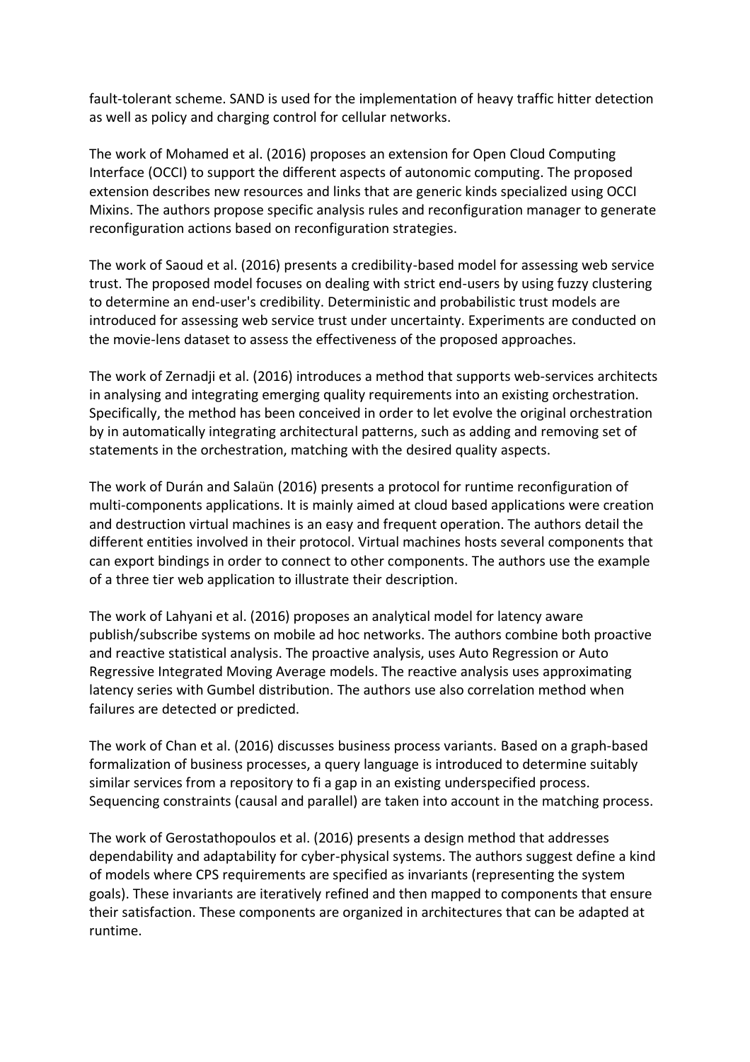fault-tolerant scheme. SAND is used for the implementation of heavy traffic hitter detection as well as policy and charging control for cellular networks.

The work of Mohamed et al. (2016) proposes an extension for Open Cloud Computing Interface (OCCI) to support the different aspects of autonomic computing. The proposed extension describes new resources and links that are generic kinds specialized using OCCI Mixins. The authors propose specific analysis rules and reconfiguration manager to generate reconfiguration actions based on reconfiguration strategies.

The work of Saoud et al. (2016) presents a credibility-based model for assessing web service trust. The proposed model focuses on dealing with strict end-users by using fuzzy clustering to determine an end-user's credibility. Deterministic and probabilistic trust models are introduced for assessing web service trust under uncertainty. Experiments are conducted on the movie-lens dataset to assess the effectiveness of the proposed approaches.

The work of Zernadji et al. (2016) introduces a method that supports web-services architects in analysing and integrating emerging quality requirements into an existing orchestration. Specifically, the method has been conceived in order to let evolve the original orchestration by in automatically integrating architectural patterns, such as adding and removing set of statements in the orchestration, matching with the desired quality aspects.

The work of Durán and Salaün (2016) presents a protocol for runtime reconfiguration of multi-components applications. It is mainly aimed at cloud based applications were creation and destruction virtual machines is an easy and frequent operation. The authors detail the different entities involved in their protocol. Virtual machines hosts several components that can export bindings in order to connect to other components. The authors use the example of a three tier web application to illustrate their description.

The work of Lahyani et al. (2016) proposes an analytical model for latency aware publish/subscribe systems on mobile ad hoc networks. The authors combine both proactive and reactive statistical analysis. The proactive analysis, uses Auto Regression or Auto Regressive Integrated Moving Average models. The reactive analysis uses approximating latency series with Gumbel distribution. The authors use also correlation method when failures are detected or predicted.

The work of Chan et al. (2016) discusses business process variants. Based on a graph-based formalization of business processes, a query language is introduced to determine suitably similar services from a repository to fi a gap in an existing underspecified process. Sequencing constraints (causal and parallel) are taken into account in the matching process.

The work of Gerostathopoulos et al. (2016) presents a design method that addresses dependability and adaptability for cyber-physical systems. The authors suggest define a kind of models where CPS requirements are specified as invariants (representing the system goals). These invariants are iteratively refined and then mapped to components that ensure their satisfaction. These components are organized in architectures that can be adapted at runtime.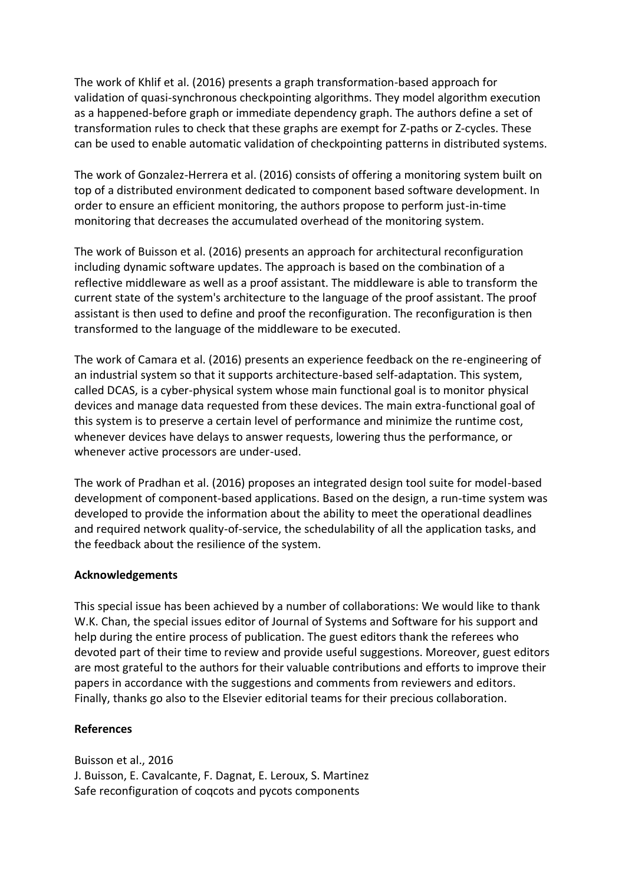The work of Khlif et al. (2016) presents a graph transformation-based approach for validation of quasi-synchronous checkpointing algorithms. They model algorithm execution as a happened-before graph or immediate dependency graph. The authors define a set of transformation rules to check that these graphs are exempt for Z-paths or Z-cycles. These can be used to enable automatic validation of checkpointing patterns in distributed systems.

The work of Gonzalez-Herrera et al. (2016) consists of offering a monitoring system built on top of a distributed environment dedicated to component based software development. In order to ensure an efficient monitoring, the authors propose to perform just-in-time monitoring that decreases the accumulated overhead of the monitoring system.

The work of Buisson et al. (2016) presents an approach for architectural reconfiguration including dynamic software updates. The approach is based on the combination of a reflective middleware as well as a proof assistant. The middleware is able to transform the current state of the system's architecture to the language of the proof assistant. The proof assistant is then used to define and proof the reconfiguration. The reconfiguration is then transformed to the language of the middleware to be executed.

The work of Camara et al. (2016) presents an experience feedback on the re-engineering of an industrial system so that it supports architecture-based self-adaptation. This system, called DCAS, is a cyber-physical system whose main functional goal is to monitor physical devices and manage data requested from these devices. The main extra-functional goal of this system is to preserve a certain level of performance and minimize the runtime cost, whenever devices have delays to answer requests, lowering thus the performance, or whenever active processors are under-used.

The work of Pradhan et al. (2016) proposes an integrated design tool suite for model-based development of component-based applications. Based on the design, a run-time system was developed to provide the information about the ability to meet the operational deadlines and required network quality-of-service, the schedulability of all the application tasks, and the feedback about the resilience of the system.

**Acknowledgements**

This special issue has been achieved by a number of collaborations: We would like to thank W.K. Chan, the special issues editor of Journal of Systems and Software for his support and help during the entire process of publication. The guest editors thank the referees who devoted part of their time to review and provide useful suggestions. Moreover, guest editors are most grateful to the authors for their valuable contributions and efforts to improve their papers in accordance with the suggestions and comments from reviewers and editors. Finally, thanks go also to the Elsevier editorial teams for their precious collaboration.

**References**

Buisson et al., 2016
J. Buisson, E. Cavalcante, F. Dagnat, E. Leroux, S. Martinez
Safe reconfiguration of coqcots and pycots components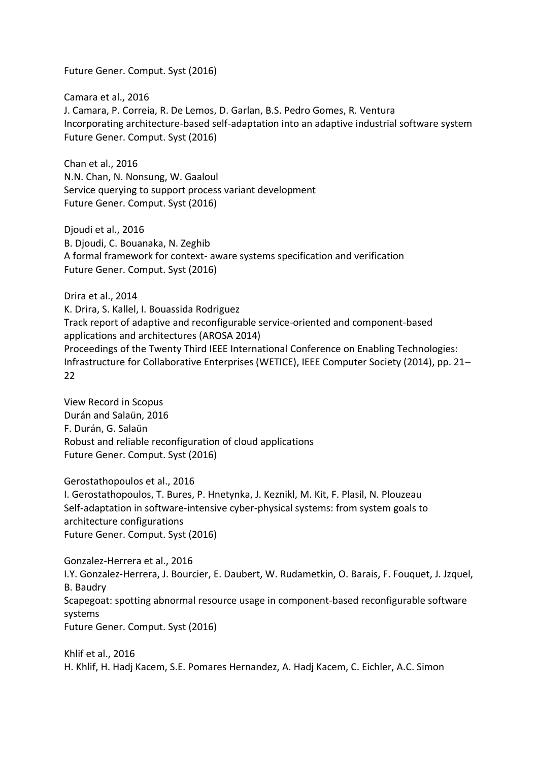Future Gener. Comput. Syst (2016)

Camara et al., 2016
J. Camara, P. Correia, R. De Lemos, D. Garlan, B.S. Pedro Gomes, R. Ventura
Incorporating architecture-based self-adaptation into an adaptive industrial software system
Future Gener. Comput. Syst (2016)

Chan et al., 2016
N.N. Chan, N. Nonsung, W. Gaaloul
Service querying to support process variant development
Future Gener. Comput. Syst (2016)

Djoudi et al., 2016
B. Djoudi, C. Bouanaka, N. Zeghib
A formal framework for context- aware systems specification and verification
Future Gener. Comput. Syst (2016)

Drira et al., 2014
K. Drira, S. Kallel, I. Bouassida Rodriguez
Track report of adaptive and reconfigurable service-oriented and component-based applications and architectures (AROSA 2014)
Proceedings of the Twenty Third IEEE International Conference on Enabling Technologies: Infrastructure for Collaborative Enterprises (WETICE), IEEE Computer Society (2014), pp. 21–22

View Record in Scopus
Durán and Salaün, 2016
F. Durán, G. Salaün
Robust and reliable reconfiguration of cloud applications
Future Gener. Comput. Syst (2016)

Gerostathopoulos et al., 2016
I. Gerostathopoulos, T. Bures, P. Hnetynka, J. Keznikl, M. Kit, F. Plasil, N. Plouzeau
Self-adaptation in software-intensive cyber-physical systems: from system goals to architecture configurations
Future Gener. Comput. Syst (2016)

Gonzalez-Herrera et al., 2016
I.Y. Gonzalez-Herrera, J. Bourcier, E. Daubert, W. Rudametkin, O. Barais, F. Fouquet, J. Jzquel, B. Baudry
Scapegoat: spotting abnormal resource usage in component-based reconfigurable software systems
Future Gener. Comput. Syst (2016)

Khlif et al., 2016
H. Khlif, H. Hadj Kacem, S.E. Pomares Hernandez, A. Hadj Kacem, C. Eichler, A.C. Simon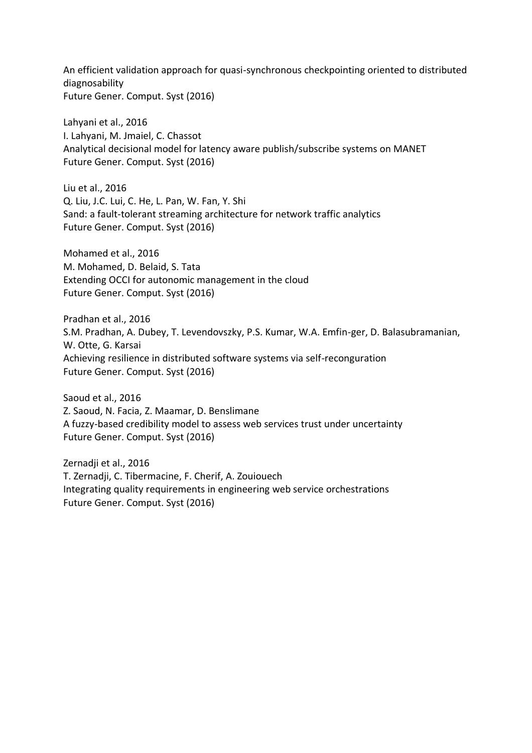An efficient validation approach for quasi-synchronous checkpointing oriented to distributed diagnosability
Future Gener. Comput. Syst (2016)

Lahyani et al., 2016
I. Lahyani, M. Jmaiel, C. Chassot
Analytical decisional model for latency aware publish/subscribe systems on MANET
Future Gener. Comput. Syst (2016)

Liu et al., 2016
Q. Liu, J.C. Lui, C. He, L. Pan, W. Fan, Y. Shi
Sand: a fault-tolerant streaming architecture for network traffic analytics
Future Gener. Comput. Syst (2016)

Mohamed et al., 2016
M. Mohamed, D. Belaid, S. Tata
Extending OCCI for autonomic management in the cloud
Future Gener. Comput. Syst (2016)

Pradhan et al., 2016
S.M. Pradhan, A. Dubey, T. Levendovszky, P.S. Kumar, W.A. Emfin-ger, D. Balasubramanian, W. Otte, G. Karsai
Achieving resilience in distributed software systems via self-reconguration
Future Gener. Comput. Syst (2016)

Saoud et al., 2016
Z. Saoud, N. Facia, Z. Maamar, D. Benslimane
A fuzzy-based credibility model to assess web services trust under uncertainty
Future Gener. Comput. Syst (2016)

Zernadji et al., 2016
T. Zernadji, C. Tibermacine, F. Cherif, A. Zouiouech
Integrating quality requirements in engineering web service orchestrations
Future Gener. Comput. Syst (2016)